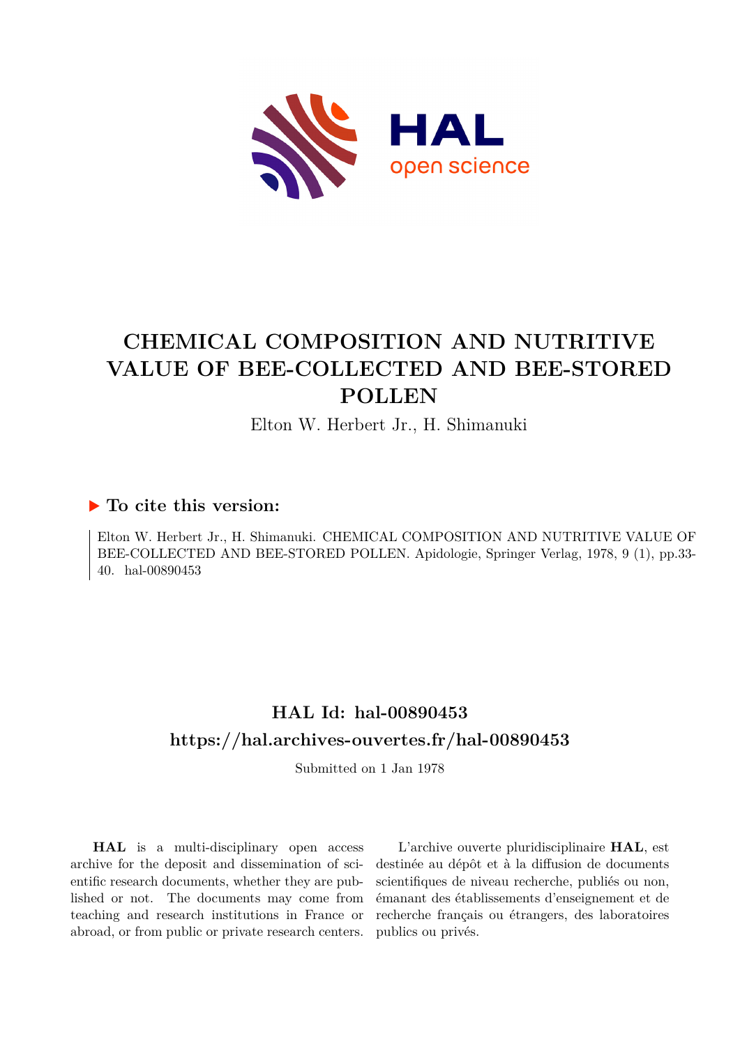# CHEMICAL COMPOSITION AND NUTRITIVE VALUE OF BEE-COLLECTED AND BEE-STORED POLLEN

Elton W. Herbert Jr., H. Shimanuki

## ▶ To cite this version:

Elton W. Herbert Jr., H. Shimanuki. CHEMICAL COMPOSITION AND NUTRITIVE VALUE OF BEE-COLLECTED AND BEE-STORED POLLEN. Apidologie, Springer Verlag, 1978, 9 (1), pp.33-40. hal-00890453

## HAL Id: hal-00890453

## https://hal.archives-ouvertes.fr/hal-00890453

Submitted on 1 Jan 1978

**HAL** is a multi-disciplinary open access archive for the deposit and dissemination of scientific research documents, whether they are published or not. The documents may come from teaching and research institutions in France or abroad, or from public or private research centers.

L'archive ouverte pluridisciplinaire **HAL**, est destinée au dépôt et à la diffusion de documents scientifiques de niveau recherche, publiés ou non, émanant des établissements d'enseignement et de recherche français ou étrangers, des laboratoires publics ou privés.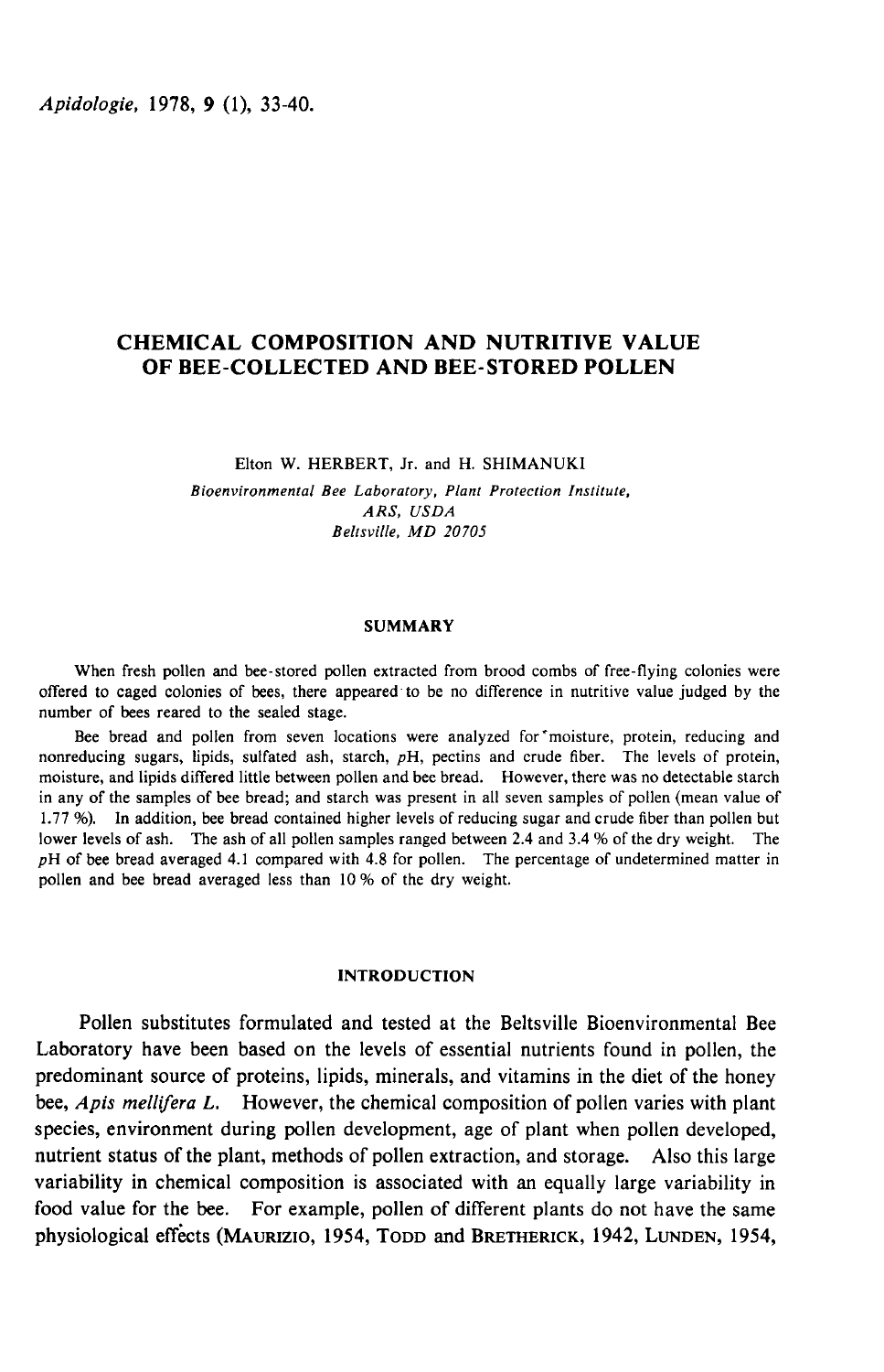# CHEMICAL COMPOSITION AND NUTRITIVE VALUE OF BEE-COLLECTED AND BEE-STORED POLLEN

Elton W. HERBERT, Jr. and H. SHIMANUKI

*Bioenvironmental Bee Laboratory, Plant Protection Institute, ARS, USDA Beltsville, MD 20705*

## SUMMARY

When fresh pollen and bee-stored pollen extracted from brood combs of free-flying colonies were offered to caged colonies of bees, there appeared to be no difference in nutritive value judged by the number of bees reared to the sealed stage.

Bee bread and pollen from seven locations were analyzed for moisture, protein, reducing and nonreducing sugars, lipids, sulfated ash, starch, *p*H, pectins and crude fiber. The levels of protein, moisture, and lipids differed little between pollen and bee bread. However, there was no detectable starch in any of the samples of bee bread; and starch was present in all seven samples of pollen (mean value of 1.77 %). In addition, bee bread contained higher levels of reducing sugar and crude fiber than pollen but lower levels of ash. The ash of all pollen samples ranged between 2.4 and 3.4 % of the dry weight. The *p*H of bee bread averaged 4.1 compared with 4.8 for pollen. The percentage of undetermined matter in pollen and bee bread averaged less than 10 % of the dry weight.

## INTRODUCTION

Pollen substitutes formulated and tested at the Beltsville Bioenvironmental Bee Laboratory have been based on the levels of essential nutrients found in pollen, the predominant source of proteins, lipids, minerals, and vitamins in the diet of the honey bee, *Apis mellifera L.* However, the chemical composition of pollen varies with plant species, environment during pollen development, age of plant when pollen developed, nutrient status of the plant, methods of pollen extraction, and storage. Also this large variability in chemical composition is associated with an equally large variability in food value for the bee. For example, pollen of different plants do not have the same physiological effects (MAURIZIO, 1954, TODD and BRETHERICK, 1942, LUNDEN, 1954,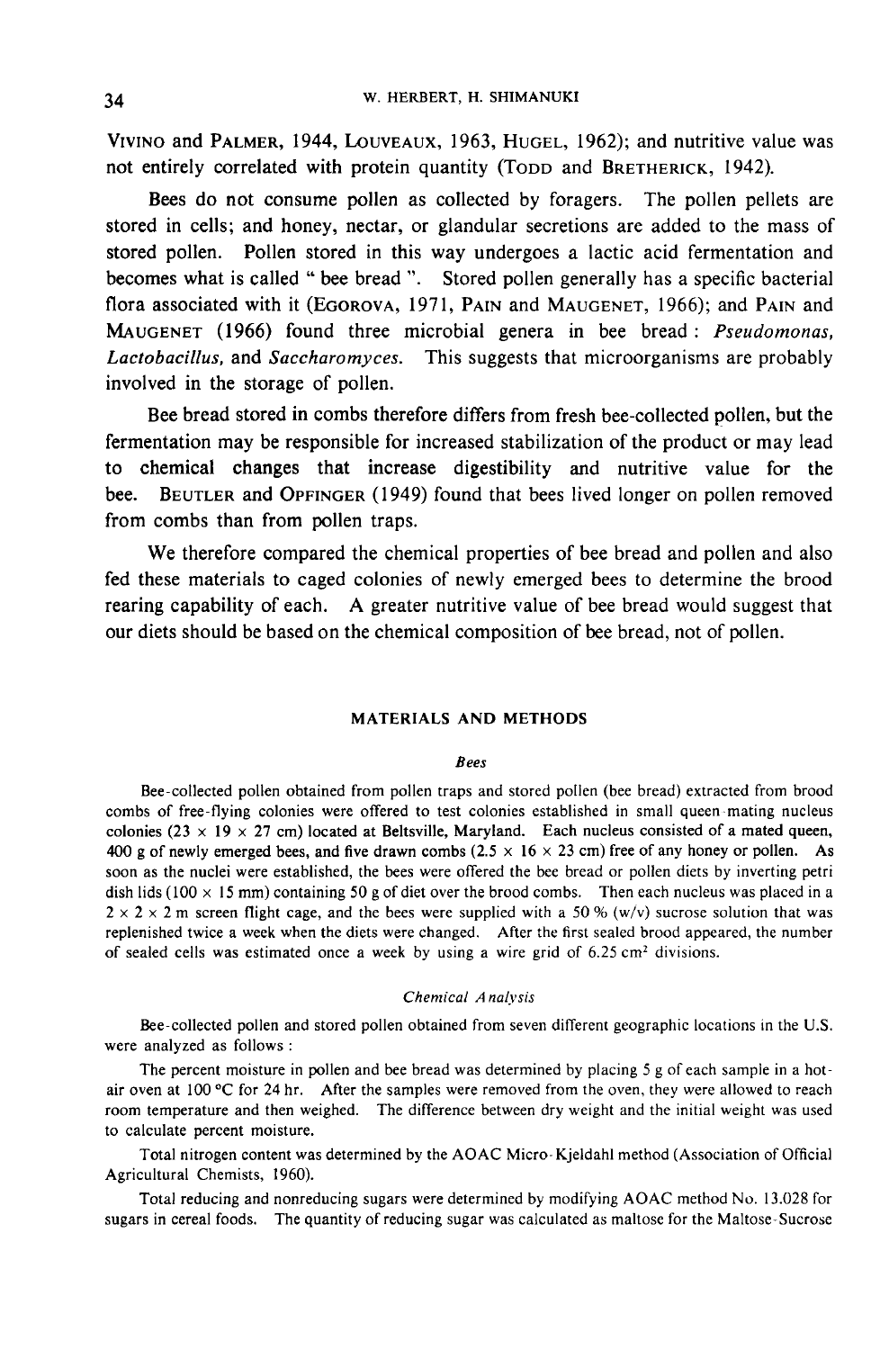VIVINO and PALMER, 1944, LOUVEAUX, 1963, HUGEL, 1962); and nutritive value was not entirely correlated with protein quantity (TODD and BRETHERICK, 1942).

Bees do not consume pollen as collected by foragers. The pollen pellets are stored in cells; and honey, nectar, or glandular secretions are added to the mass of stored pollen. Pollen stored in this way undergoes a lactic acid fermentation and becomes what is called " bee bread ". Stored pollen generally has a specific bacterial flora associated with it (EGOROVA, 1971, PAIN and MAUGENET, 1966); and PAIN and MAUGENET (1966) found three microbial genera in bee bread : *Pseudomonas*, *Lactobacillus*, and *Saccharomyces*. This suggests that microorganisms are probably involved in the storage of pollen.

Bee bread stored in combs therefore differs from fresh bee-collected pollen, but the fermentation may be responsible for increased stabilization of the product or may lead to chemical changes that increase digestibility and nutritive value for the bee. BEUTLER and OPFINGER (1949) found that bees lived longer on pollen removed from combs than from pollen traps.

We therefore compared the chemical properties of bee bread and pollen and also fed these materials to caged colonies of newly emerged bees to determine the brood rearing capability of each. A greater nutritive value of bee bread would suggest that our diets should be based on the chemical composition of bee bread, not of pollen.

## MATERIALS AND METHODS

### *Bees*

Bee-collected pollen obtained from pollen traps and stored pollen (bee bread) extracted from brood combs of free-flying colonies were offered to test colonies established in small queen-mating nucleus colonies ($23 \times 19 \times 27$ cm) located at Beltsville, Maryland. Each nucleus consisted of a mated queen, 400 g of newly emerged bees, and five drawn combs ($2.5 \times 16 \times 23$ cm) free of any honey or pollen. As soon as the nuclei were established, the bees were offered the bee bread or pollen diets by inverting petri dish lids ($100 \times 15$ mm) containing 50 g of diet over the brood combs. Then each nucleus was placed in a $2 \times 2 \times 2$ m screen flight cage, and the bees were supplied with a 50 % (w/v) sucrose solution that was replenished twice a week when the diets were changed. After the first sealed brood appeared, the number of sealed cells was estimated once a week by using a wire grid of 6.25 cm$^2$ divisions.

### *Chemical Analysis*

Bee-collected pollen and stored pollen obtained from seven different geographic locations in the U.S. were analyzed as follows :

The percent moisture in pollen and bee bread was determined by placing 5 g of each sample in a hot-air oven at 100 °C for 24 hr. After the samples were removed from the oven, they were allowed to reach room temperature and then weighed. The difference between dry weight and the initial weight was used to calculate percent moisture.

Total nitrogen content was determined by the AOAC Micro-Kjeldahl method (Association of Official Agricultural Chemists, 1960).

Total reducing and nonreducing sugars were determined by modifying AOAC method No. 13.028 for sugars in cereal foods. The quantity of reducing sugar was calculated as maltose for the Maltose-Sucrose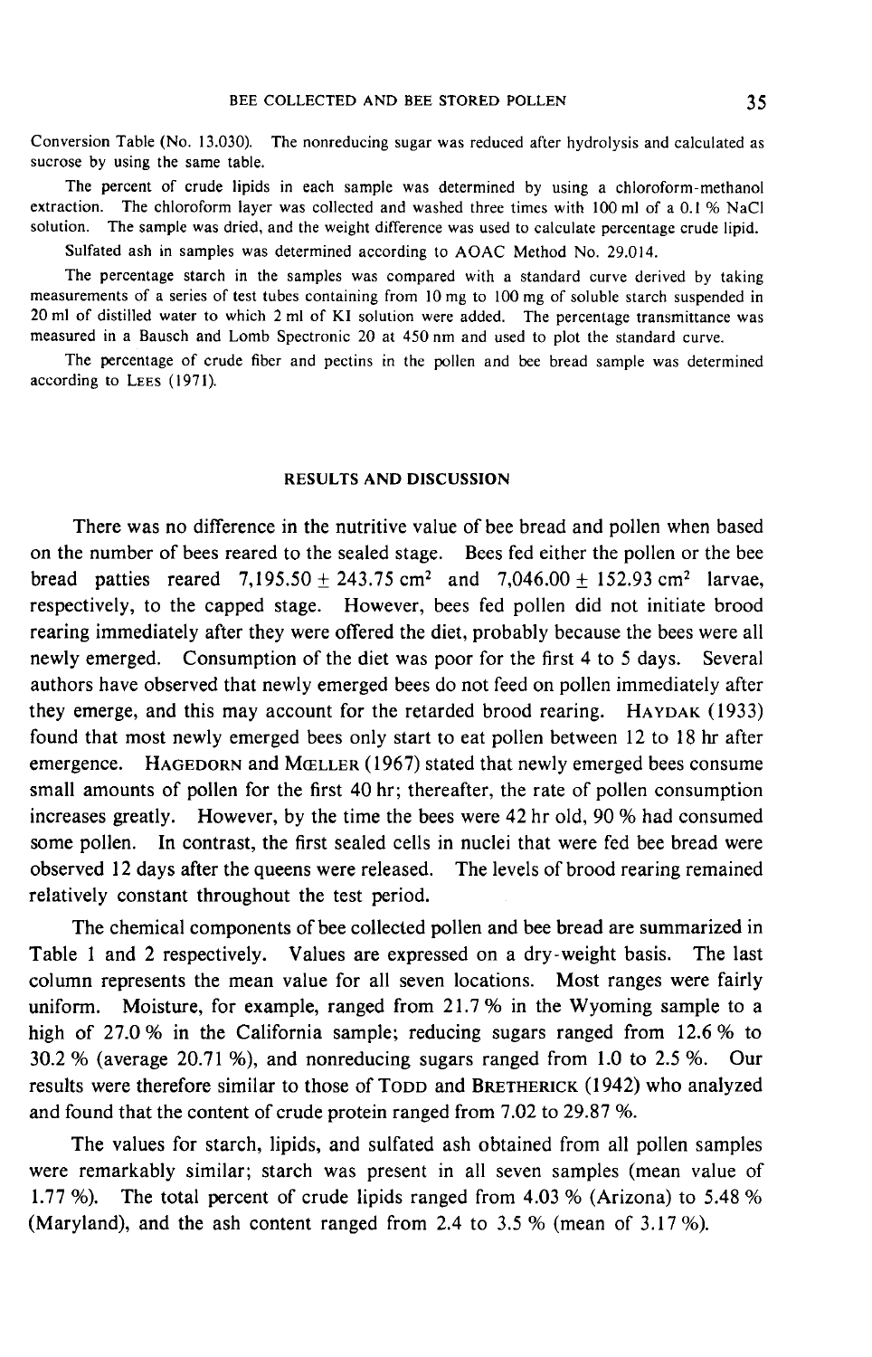Conversion Table (No. 13.030). The nonreducing sugar was reduced after hydrolysis and calculated as sucrose by using the same table.

The percent of crude lipids in each sample was determined by using a chloroform-methanol extraction. The chloroform layer was collected and washed three times with 100 ml of a 0.1 % NaCl solution. The sample was dried, and the weight difference was used to calculate percentage crude lipid.

Sulfated ash in samples was determined according to AOAC Method No. 29.014.

The percentage starch in the samples was compared with a standard curve derived by taking measurements of a series of test tubes containing from 10 mg to 100 mg of soluble starch suspended in 20 ml of distilled water to which 2 ml of KI solution were added. The percentage transmittance was measured in a Bausch and Lomb Spectronic 20 at 450 nm and used to plot the standard curve.

The percentage of crude fiber and pectins in the pollen and bee bread sample was determined according to LEES (1971).

## RESULTS AND DISCUSSION

There was no difference in the nutritive value of bee bread and pollen when based on the number of bees reared to the sealed stage. Bees fed either the pollen or the bee bread patties reared $7{,}195.50 \pm 243.75$ cm$^2$ and $7{,}046.00 \pm 152.93$ cm$^2$ larvae, respectively, to the capped stage. However, bees fed pollen did not initiate brood rearing immediately after they were offered the diet, probably because the bees were all newly emerged. Consumption of the diet was poor for the first 4 to 5 days. Several authors have observed that newly emerged bees do not feed on pollen immediately after they emerge, and this may account for the retarded brood rearing. HAYDAK (1933) found that most newly emerged bees only start to eat pollen between 12 to 18 hr after emergence. HAGEDORN and MŒLLER (1967) stated that newly emerged bees consume small amounts of pollen for the first 40 hr; thereafter, the rate of pollen consumption increases greatly. However, by the time the bees were 42 hr old, 90 % had consumed some pollen. In contrast, the first sealed cells in nuclei that were fed bee bread were observed 12 days after the queens were released. The levels of brood rearing remained relatively constant throughout the test period.

The chemical components of bee collected pollen and bee bread are summarized in Table 1 and 2 respectively. Values are expressed on a dry-weight basis. The last column represents the mean value for all seven locations. Most ranges were fairly uniform. Moisture, for example, ranged from 21.7 % in the Wyoming sample to a high of 27.0 % in the California sample; reducing sugars ranged from 12.6 % to 30.2 % (average 20.71 %), and nonreducing sugars ranged from 1.0 to 2.5 %. Our results were therefore similar to those of TODD and BRETHERICK (1942) who analyzed and found that the content of crude protein ranged from 7.02 to 29.87 %.

The values for starch, lipids, and sulfated ash obtained from all pollen samples were remarkably similar; starch was present in all seven samples (mean value of 1.77 %). The total percent of crude lipids ranged from 4.03 % (Arizona) to 5.48 % (Maryland), and the ash content ranged from 2.4 to 3.5 % (mean of 3.17 %).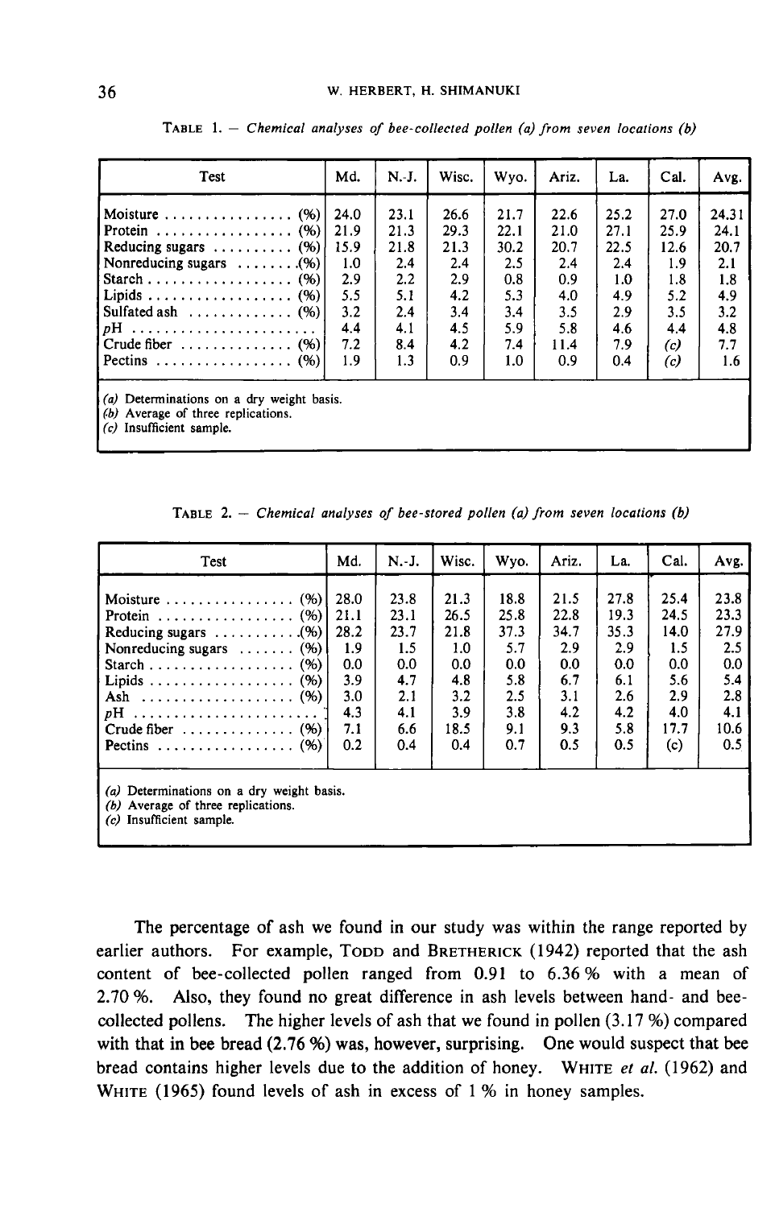TABLE 1. — *Chemical analyses of bee-collected pollen (a) from seven locations (b)*

| Test | Md. | N.-J. | Wisc. | Wyo. | Ariz. | La. | Cal. | Avg. |
|---|---|---|---|---|---|---|---|---|
| Moisture ................ (%) | 24.0 | 23.1 | 26.6 | 21.7 | 22.6 | 25.2 | 27.0 | 24.31 |
| Protein ................. (%) | 21.9 | 21.3 | 29.3 | 22.1 | 21.0 | 27.1 | 25.9 | 24.1 |
| Reducing sugars .......... (%) | 15.9 | 21.8 | 21.3 | 30.2 | 20.7 | 22.5 | 12.6 | 20.7 |
| Nonreducing sugars ........(%) | 1.0 | 2.4 | 2.4 | 2.5 | 2.4 | 2.4 | 1.9 | 2.1 |
| Starch.................. (%) | 2.9 | 2.2 | 2.9 | 0.8 | 0.9 | 1.0 | 1.8 | 1.8 |
| Lipids .................. (%) | 5.5 | 5.1 | 4.2 | 5.3 | 4.0 | 4.9 | 5.2 | 4.9 |
| Sulfated ash ............. (%) | 3.2 | 2.4 | 3.4 | 3.4 | 3.5 | 2.9 | 3.5 | 3.2 |
| *p*H ....................... | 4.4 | 4.1 | 4.5 | 5.9 | 5.8 | 4.6 | 4.4 | 4.8 |
| Crude fiber .............. (%) | 7.2 | 8.4 | 4.2 | 7.4 | 11.4 | 7.9 | (c) | 7.7 |
| Pectins ................. (%) | 1.9 | 1.3 | 0.9 | 1.0 | 0.9 | 0.4 | (c) | 1.6 |

(a) Determinations on a dry weight basis.
(b) Average of three replications.
(c) Insufficient sample.

TABLE 2. — *Chemical analyses of bee-stored pollen (a) from seven locations (b)*

| Test | Md. | N.-J. | Wisc. | Wyo. | Ariz. | La. | Cal. | Avg. |
|---|---|---|---|---|---|---|---|---|
| Moisture ................ (%) | 28.0 | 23.8 | 21.3 | 18.8 | 21.5 | 27.8 | 25.4 | 23.8 |
| Protein ................. (%) | 21.1 | 23.1 | 26.5 | 25.8 | 22.8 | 19.3 | 24.5 | 23.3 |
| Reducing sugars ..........(%) | 28.2 | 23.7 | 21.8 | 37.3 | 34.7 | 35.3 | 14.0 | 27.9 |
| Nonreducing sugars ....... (%) | 1.9 | 1.5 | 1.0 | 5.7 | 2.9 | 2.9 | 1.5 | 2.5 |
| Starch.................. (%) | 0.0 | 0.0 | 0.0 | 0.0 | 0.0 | 0.0 | 0.0 | 0.0 |
| Lipids .................. (%) | 3.9 | 4.7 | 4.8 | 5.8 | 6.7 | 6.1 | 5.6 | 5.4 |
| Ash ................... (%) | 3.0 | 2.1 | 3.2 | 2.5 | 3.1 | 2.6 | 2.9 | 2.8 |
| *p*H ....................... | 4.3 | 4.1 | 3.9 | 3.8 | 4.2 | 4.2 | 4.0 | 4.1 |
| Crude fiber .............. (%) | 7.1 | 6.6 | 18.5 | 9.1 | 9.3 | 5.8 | 17.7 | 10.6 |
| Pectins ................. (%) | 0.2 | 0.4 | 0.4 | 0.7 | 0.5 | 0.5 | (c) | 0.5 |

(a) Determinations on a dry weight basis.
(b) Average of three replications.
(c) Insufficient sample.

The percentage of ash we found in our study was within the range reported by earlier authors. For example, TODD and BRETHERICK (1942) reported that the ash content of bee-collected pollen ranged from 0.91 to 6.36 % with a mean of 2.70 %. Also, they found no great difference in ash levels between hand- and bee-collected pollens. The higher levels of ash that we found in pollen (3.17 %) compared with that in bee bread (2.76 %) was, however, surprising. One would suspect that bee bread contains higher levels due to the addition of honey. WHITE *et al.* (1962) and WHITE (1965) found levels of ash in excess of 1 % in honey samples.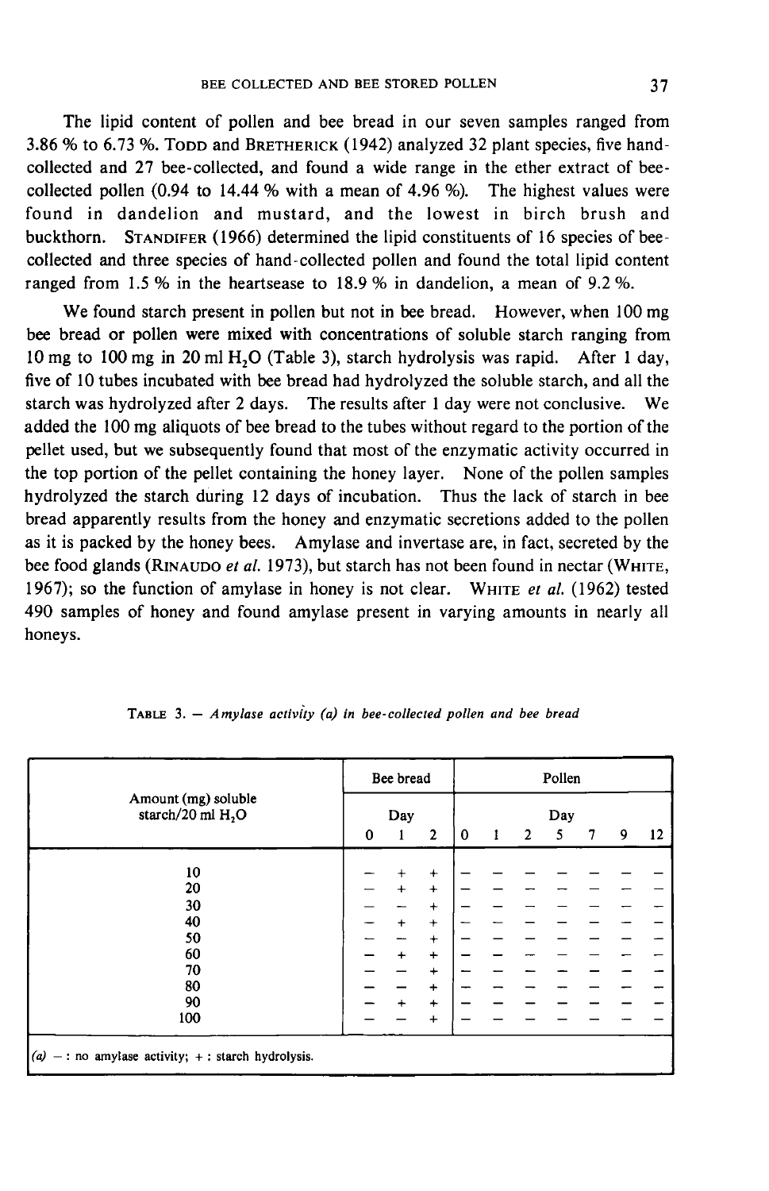The lipid content of pollen and bee bread in our seven samples ranged from 3.86 % to 6.73 %. TODD and BRETHERICK (1942) analyzed 32 plant species, five hand-collected and 27 bee-collected, and found a wide range in the ether extract of bee-collected pollen (0.94 to 14.44 % with a mean of 4.96 %). The highest values were found in dandelion and mustard, and the lowest in birch brush and buckthorn. STANDIFER (1966) determined the lipid constituents of 16 species of bee-collected and three species of hand-collected pollen and found the total lipid content ranged from 1.5 % in the heartsease to 18.9 % in dandelion, a mean of 9.2 %.

We found starch present in pollen but not in bee bread. However, when 100 mg bee bread or pollen were mixed with concentrations of soluble starch ranging from 10 mg to 100 mg in 20 ml $H_2O$ (Table 3), starch hydrolysis was rapid. After 1 day, five of 10 tubes incubated with bee bread had hydrolyzed the soluble starch, and all the starch was hydrolyzed after 2 days. The results after 1 day were not conclusive. We added the 100 mg aliquots of bee bread to the tubes without regard to the portion of the pellet used, but we subsequently found that most of the enzymatic activity occurred in the top portion of the pellet containing the honey layer. None of the pollen samples hydrolyzed the starch during 12 days of incubation. Thus the lack of starch in bee bread apparently results from the honey and enzymatic secretions added to the pollen as it is packed by the honey bees. Amylase and invertase are, in fact, secreted by the bee food glands (RINAUDO *et al.* 1973), but starch has not been found in nectar (WHITE, 1967); so the function of amylase in honey is not clear. WHITE *et al.* (1962) tested 490 samples of honey and found amylase present in varying amounts in nearly all honeys.

TABLE 3. — *Amylase activity (a) in bee-collected pollen and bee bread*

| Amount (mg) soluble starch/20 ml $H_2O$ | Bee bread | | | Pollen | | | | | | |
|---|---|---|---|---|---|---|---|---|---|---|
| | Day | | | Day | | | | | | |
| | 0 | 1 | 2 | 0 | 1 | 2 | 5 | 7 | 9 | 12 |
| 10 | – | + | + | – | – | – | – | – | – | – |
| 20 | – | + | + | – | – | – | – | – | – | – |
| 30 | – | – | + | – | – | – | – | – | – | – |
| 40 | – | + | + | – | – | – | – | – | – | – |
| 50 | – | – | + | – | – | – | – | – | – | – |
| 60 | – | + | + | – | – | – | – | – | – | – |
| 70 | – | – | + | – | – | – | – | – | – | – |
| 80 | – | – | + | – | – | – | – | – | – | – |
| 90 | – | + | + | – | – | – | – | – | – | – |
| 100 | – | – | + | – | – | – | – | – | – | – |

(a) – : no amylase activity; + : starch hydrolysis.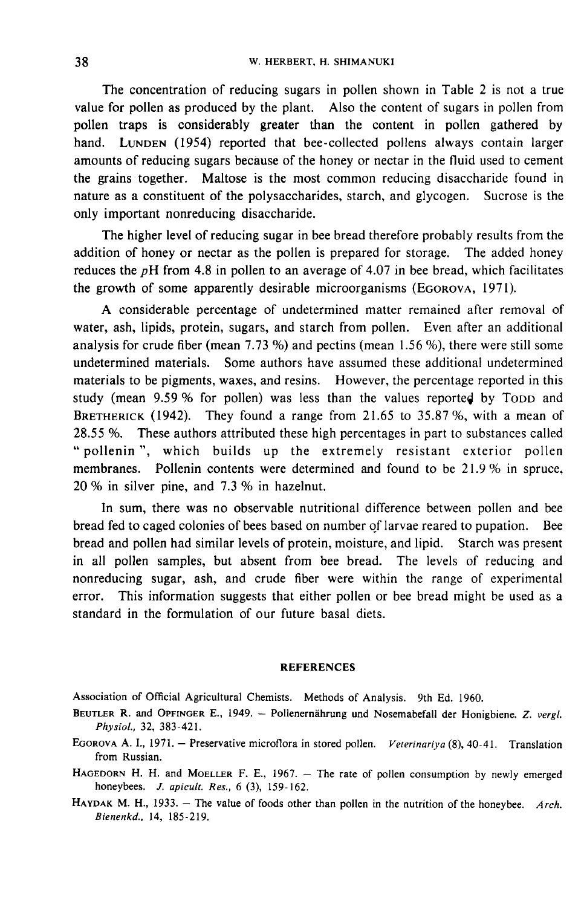The concentration of reducing sugars in pollen shown in Table 2 is not a true value for pollen as produced by the plant. Also the content of sugars in pollen from pollen traps is considerably greater than the content in pollen gathered by hand. LUNDEN (1954) reported that bee-collected pollens always contain larger amounts of reducing sugars because of the honey or nectar in the fluid used to cement the grains together. Maltose is the most common reducing disaccharide found in nature as a constituent of the polysaccharides, starch, and glycogen. Sucrose is the only important nonreducing disaccharide.

The higher level of reducing sugar in bee bread therefore probably results from the addition of honey or nectar as the pollen is prepared for storage. The added honey reduces the *p*H from 4.8 in pollen to an average of 4.07 in bee bread, which facilitates the growth of some apparently desirable microorganisms (EGOROVA, 1971).

A considerable percentage of undetermined matter remained after removal of water, ash, lipids, protein, sugars, and starch from pollen. Even after an additional analysis for crude fiber (mean 7.73 %) and pectins (mean 1.56 %), there were still some undetermined materials. Some authors have assumed these additional undetermined materials to be pigments, waxes, and resins. However, the percentage reported in this study (mean 9.59 % for pollen) was less than the values reported by TODD and BRETHERICK (1942). They found a range from 21.65 to 35.87 %, with a mean of 28.55 %. These authors attributed these high percentages in part to substances called " pollenin ", which builds up the extremely resistant exterior pollen membranes. Pollenin contents were determined and found to be 21.9 % in spruce, 20 % in silver pine, and 7.3 % in hazelnut.

In sum, there was no observable nutritional difference between pollen and bee bread fed to caged colonies of bees based on number of larvae reared to pupation. Bee bread and pollen had similar levels of protein, moisture, and lipid. Starch was present in all pollen samples, but absent from bee bread. The levels of reducing and nonreducing sugar, ash, and crude fiber were within the range of experimental error. This information suggests that either pollen or bee bread might be used as a standard in the formulation of our future basal diets.

## REFERENCES

Association of Official Agricultural Chemists. Methods of Analysis. 9th Ed. 1960.

BEUTLER R. and OPFINGER E., 1949. — Pollenernährung und Nosemabefall der Honigbiene. *Z. vergl. Physiol.*, 32, 383-421.

EGOROVA A. I., 1971. — Preservative microflora in stored pollen. *Veterinariya* (8), 40-41. Translation from Russian.

HAGEDORN H. H. and MOELLER F. E., 1967. — The rate of pollen consumption by newly emerged honeybees. *J. apicult. Res.*, 6 (3), 159-162.

HAYDAK M. H., 1933. — The value of foods other than pollen in the nutrition of the honeybee. *Arch. Bienenkd.*, 14, 185-219.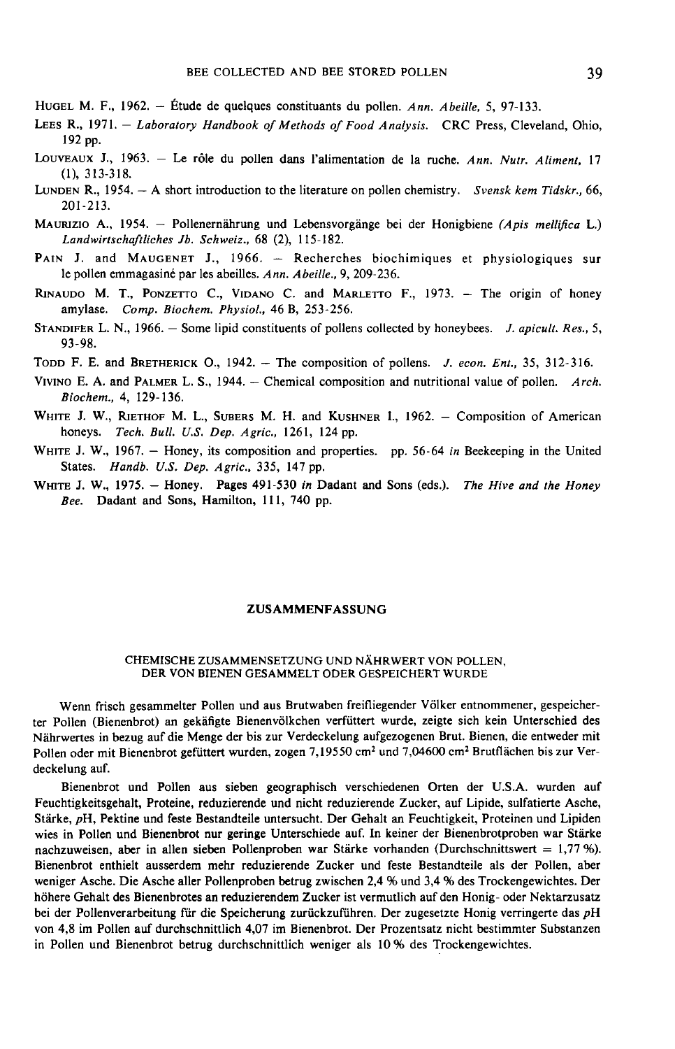HUGEL M. F., 1962. — Étude de quelques constituants du pollen. *Ann. Abeille*, 5, 97-133.

LEES R., 1971. — *Laboratory Handbook of Methods of Food Analysis.* CRC Press, Cleveland, Ohio, 192 pp.

LOUVEAUX J., 1963. — Le rôle du pollen dans l'alimentation de la ruche. *Ann. Nutr. Aliment*, 17 (1), 313-318.

LUNDEN R., 1954. — A short introduction to the literature on pollen chemistry. *Svensk kem Tidskr.*, 66, 201-213.

MAURIZIO A., 1954. — Pollenernährung und Lebensvorgänge bei der Honigbiene *(Apis mellifica* L.) *Landwirtschaftliches Jb. Schweiz.*, 68 (2), 115-182.

PAIN J. and MAUGENET J., 1966. — Recherches biochimiques et physiologiques sur le pollen emmagasiné par les abeilles. *Ann. Abeille.*, 9, 209-236.

RINAUDO M. T., PONZETTO C., VIDANO C. and MARLETTO F., 1973. — The origin of honey amylase. *Comp. Biochem. Physiol.*, 46 B, 253-256.

STANDIFER L. N., 1966. — Some lipid constituents of pollens collected by honeybees. *J. apicult. Res.*, 5, 93-98.

TODD F. E. and BRETHERICK O., 1942. — The composition of pollens. *J. econ. Ent.*, 35, 312-316.

VIVINO E. A. and PALMER L. S., 1944. — Chemical composition and nutritional value of pollen. *Arch. Biochem.*, 4, 129-136.

WHITE J. W., RIETHOF M. L., SUBERS M. H. and KUSHNER I., 1962. — Composition of American honeys. *Tech. Bull. U.S. Dep. Agric.*, 1261, 124 pp.

WHITE J. W., 1967. — Honey, its composition and properties. pp. 56-64 *in* Beekeeping in the United States. *Handb. U.S. Dep. Agric.*, 335, 147 pp.

WHITE J. W., 1975. — Honey. Pages 491-530 *in* Dadant and Sons (eds.). *The Hive and the Honey Bee.* Dadant and Sons, Hamilton, 111, 740 pp.

## ZUSAMMENFASSUNG

### CHEMISCHE ZUSAMMENSETZUNG UND NÄHRWERT VON POLLEN, DER VON BIENEN GESAMMELT ODER GESPEICHERT WURDE

Wenn frisch gesammelter Pollen und aus Brutwaben freifliegender Völker entnommener, gespeicherter Pollen (Bienenbrot) an gekäfigte Bienenvölkchen verfüttert wurde, zeigte sich kein Unterschied des Nährwertes in bezug auf die Menge der bis zur Verdeckelung aufgezogenen Brut. Bienen, die entweder mit Pollen oder mit Bienenbrot gefüttert wurden, zogen 7,19550 cm² und 7,04600 cm² Brutflächen bis zur Verdeckelung auf.

Bienenbrot und Pollen aus sieben geographisch verschiedenen Orten der U.S.A. wurden auf Feuchtigkeitsgehalt, Proteine, reduzierende und nicht reduzierende Zucker, auf Lipide, sulfatierte Asche, Stärke, *p*H, Pektine und feste Bestandteile untersucht. Der Gehalt an Feuchtigkeit, Proteinen und Lipiden wies in Pollen und Bienenbrot nur geringe Unterschiede auf. In keiner der Bienenbrotproben war Stärke nachzuweisen, aber in allen sieben Pollenproben war Stärke vorhanden (Durchschnittswert = 1,77 %). Bienenbrot enthielt ausserdem mehr reduzierende Zucker und feste Bestandteile als der Pollen, aber weniger Asche. Die Asche aller Pollenproben betrug zwischen 2,4 % und 3,4 % des Trockengewichtes. Der höhere Gehalt des Bienenbrotes an reduzierendem Zucker ist vermutlich auf den Honig- oder Nektarzusatz bei der Pollenverarbeitung für die Speicherung zurückzuführen. Der zugesetzte Honig verringerte das *p*H von 4,8 im Pollen auf durchschnittlich 4,07 im Bienenbrot. Der Prozentsatz nicht bestimmter Substanzen in Pollen und Bienenbrot betrug durchschnittlich weniger als 10 % des Trockengewichtes.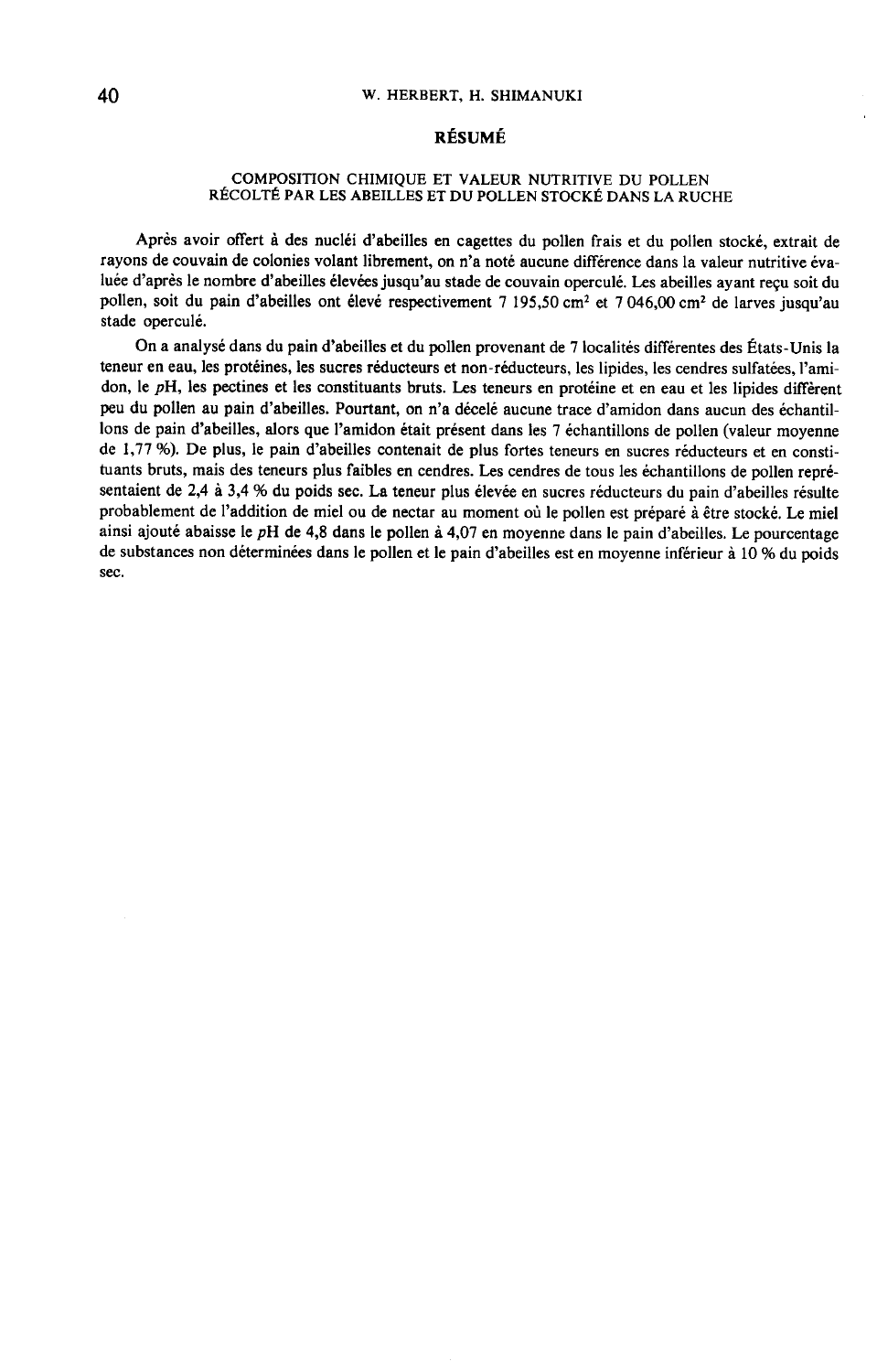## RÉSUMÉ

### COMPOSITION CHIMIQUE ET VALEUR NUTRITIVE DU POLLEN RÉCOLTÉ PAR LES ABEILLES ET DU POLLEN STOCKÉ DANS LA RUCHE

Après avoir offert à des nucléi d'abeilles en cagettes du pollen frais et du pollen stocké, extrait de rayons de couvain de colonies volant librement, on n'a noté aucune différence dans la valeur nutritive évaluée d'après le nombre d'abeilles élevées jusqu'au stade de couvain operculé. Les abeilles ayant reçu soit du pollen, soit du pain d'abeilles ont élevé respectivement 7 195,50 cm² et 7 046,00 cm² de larves jusqu'au stade operculé.

On a analysé dans du pain d'abeilles et du pollen provenant de 7 localités différentes des États-Unis la teneur en eau, les protéines, les sucres réducteurs et non-réducteurs, les lipides, les cendres sulfatées, l'amidon, le *p*H, les pectines et les constituants bruts. Les teneurs en protéine et en eau et les lipides diffèrent peu du pollen au pain d'abeilles. Pourtant, on n'a décelé aucune trace d'amidon dans aucun des échantillons de pain d'abeilles, alors que l'amidon était présent dans les 7 échantillons de pollen (valeur moyenne de 1,77 %). De plus, le pain d'abeilles contenait de plus fortes teneurs en sucres réducteurs et en constituants bruts, mais des teneurs plus faibles en cendres. Les cendres de tous les échantillons de pollen représentaient de 2,4 à 3,4 % du poids sec. La teneur plus élevée en sucres réducteurs du pain d'abeilles résulte probablement de l'addition de miel ou de nectar au moment où le pollen est préparé à être stocké. Le miel ainsi ajouté abaisse le *p*H de 4,8 dans le pollen à 4,07 en moyenne dans le pain d'abeilles. Le pourcentage de substances non déterminées dans le pollen et le pain d'abeilles est en moyenne inférieur à 10 % du poids sec.